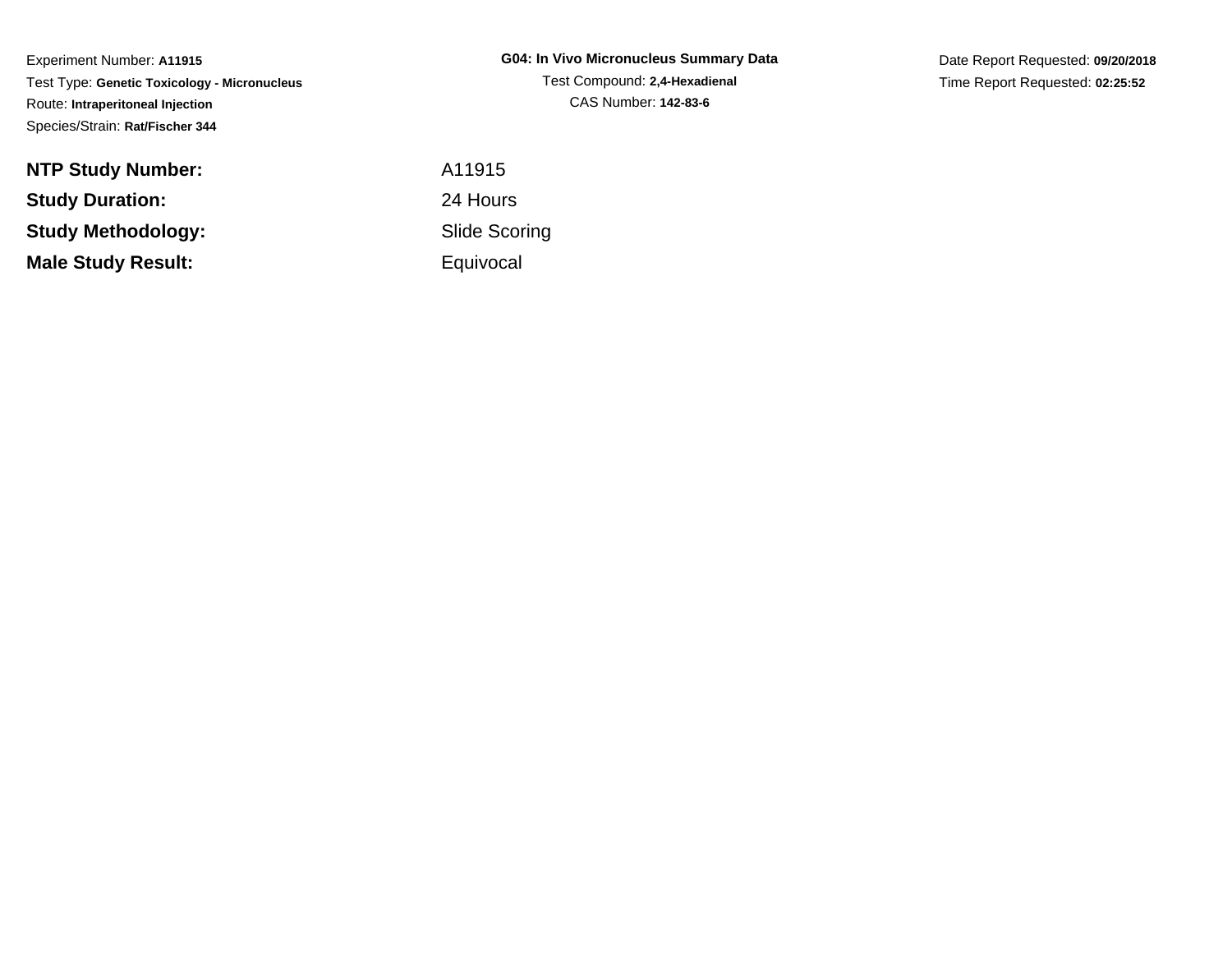Experiment Number: **A11915**
Test Type: **Genetic Toxicology - Micronucleus**
Route: **Intraperitoneal Injection**
Species/Strain: **Rat/Fischer 344**

**G04: In Vivo Micronucleus Summary Data**
Test Compound: **2,4-Hexadienal**
CAS Number: **142-83-6**

Date Report Requested: **09/20/2018**
Time Report Requested: **02:25:52**

| | |
|---|---|
| **NTP Study Number:** | A11915 |
| **Study Duration:** | 24 Hours |
| **Study Methodology:** | Slide Scoring |
| **Male Study Result:** | Equivocal |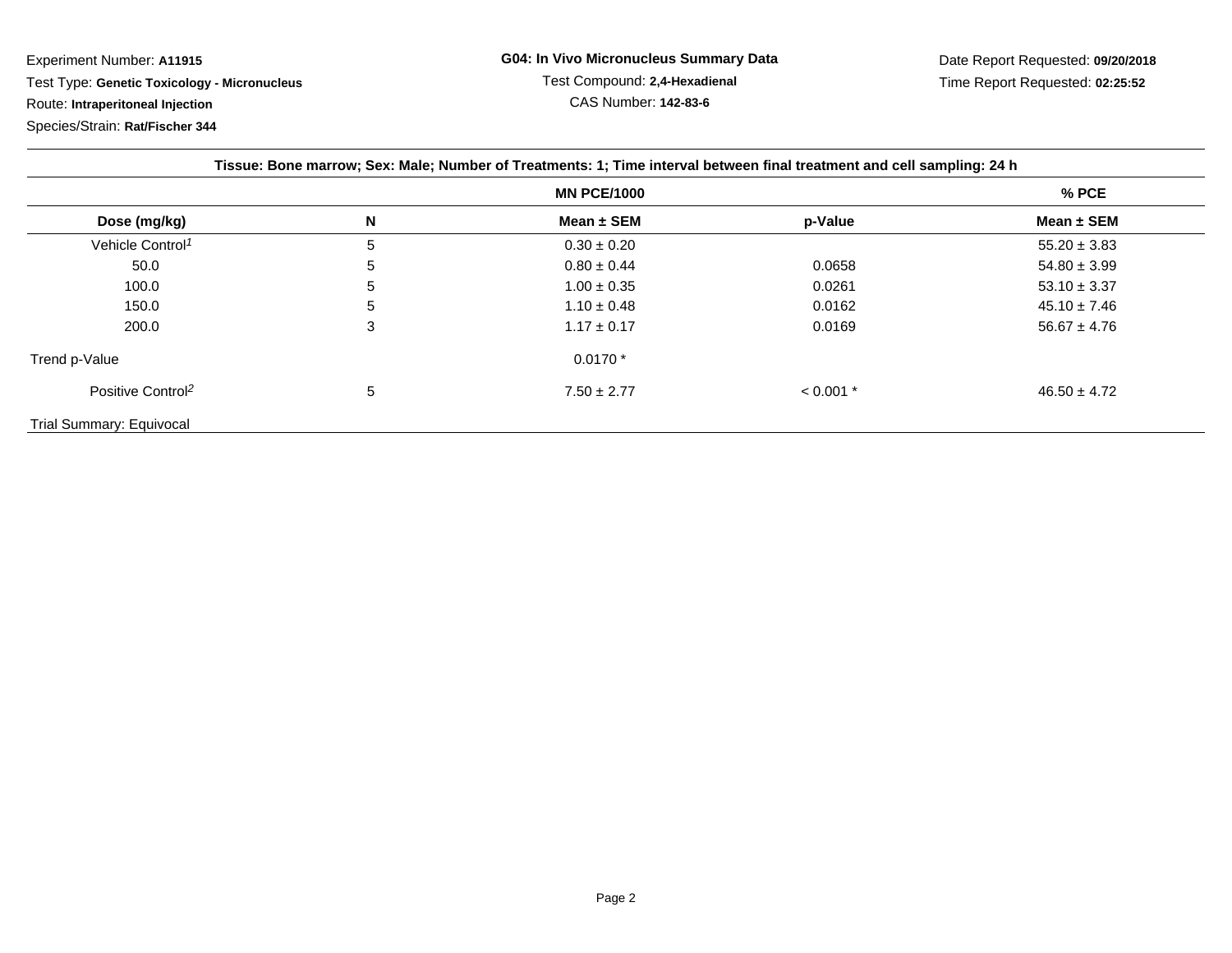Experiment Number: **A11915**

Test Type: **Genetic Toxicology - Micronucleus**

Route: **Intraperitoneal Injection**

Species/Strain: **Rat/Fischer 344**

**G04: In Vivo Micronucleus Summary Data**

Test Compound: **2,4-Hexadienal**

CAS Number: **142-83-6**

Date Report Requested: **09/20/2018**

Time Report Requested: **02:25:52**

**Tissue: Bone marrow; Sex: Male; Number of Treatments: 1; Time interval between final treatment and cell sampling: 24 h**

| | | MN PCE/1000 | | % PCE |
|---|---|---|---|---|
| **Dose (mg/kg)** | **N** | **Mean ± SEM** | **p-Value** | **Mean ± SEM** |
| Vehicle Control[1] | 5 | 0.30 ± 0.20 | | 55.20 ± 3.83 |
| 50.0 | 5 | 0.80 ± 0.44 | 0.0658 | 54.80 ± 3.99 |
| 100.0 | 5 | 1.00 ± 0.35 | 0.0261 | 53.10 ± 3.37 |
| 150.0 | 5 | 1.10 ± 0.48 | 0.0162 | 45.10 ± 7.46 |
| 200.0 | 3 | 1.17 ± 0.17 | 0.0169 | 56.67 ± 4.76 |
| Trend p-Value | | 0.0170 * | | |
| Positive Control[2] | 5 | 7.50 ± 2.77 | < 0.001 * | 46.50 ± 4.72 |

Trial Summary: Equivocal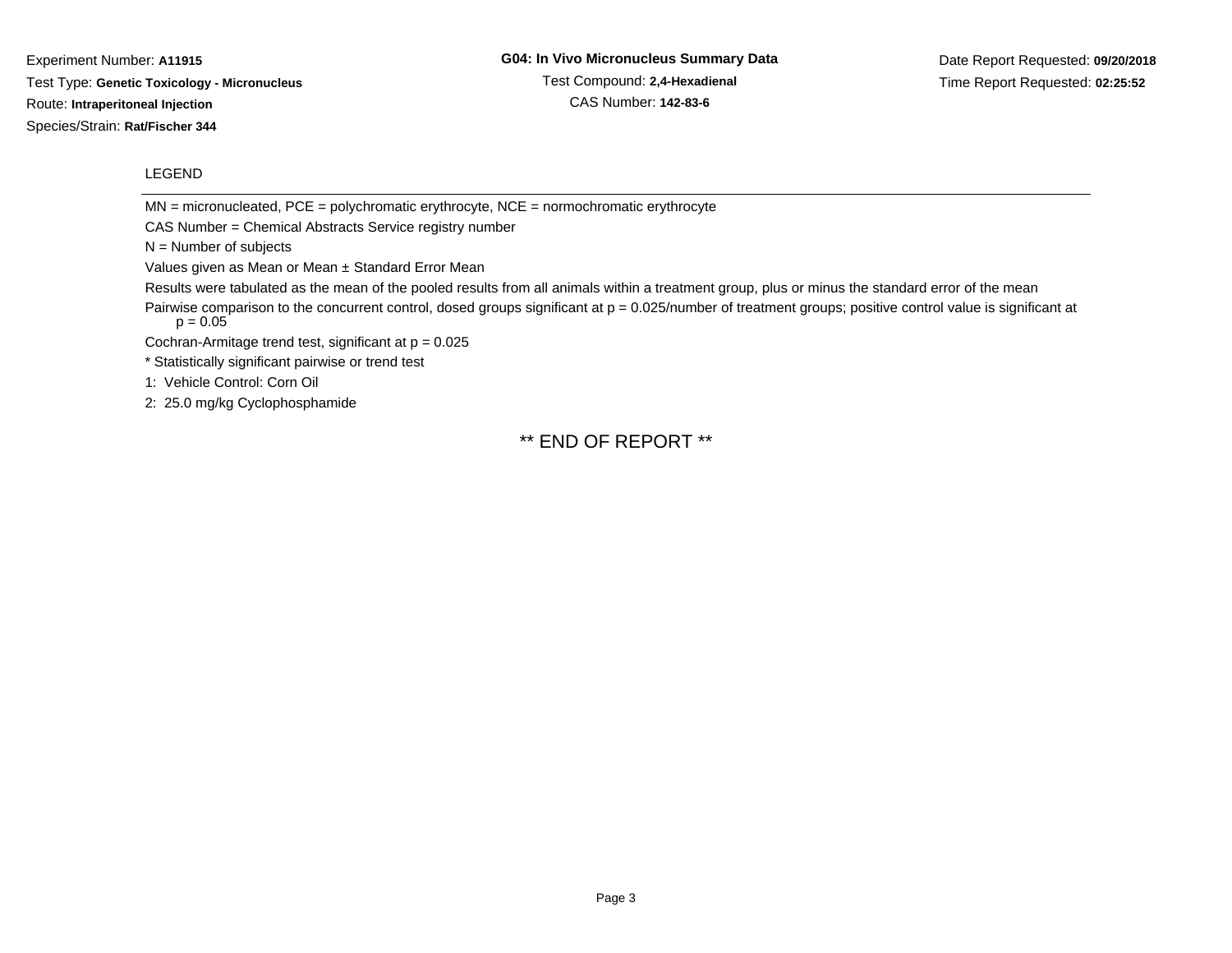Experiment Number: **A11915**

Test Type: **Genetic Toxicology - Micronucleus**

Route: **Intraperitoneal Injection**

Species/Strain: **Rat/Fischer 344**

**G04: In Vivo Micronucleus Summary Data**

Test Compound: **2,4-Hexadienal**

CAS Number: **142-83-6**

Date Report Requested: **09/20/2018**

Time Report Requested: **02:25:52**

LEGEND

MN = micronucleated, PCE = polychromatic erythrocyte, NCE = normochromatic erythrocyte

CAS Number = Chemical Abstracts Service registry number

N = Number of subjects

Values given as Mean or Mean ± Standard Error Mean

Results were tabulated as the mean of the pooled results from all animals within a treatment group, plus or minus the standard error of the mean

Pairwise comparison to the concurrent control, dosed groups significant at p = 0.025/number of treatment groups; positive control value is significant at p = 0.05

Cochran-Armitage trend test, significant at p = 0.025

* Statistically significant pairwise or trend test

1: Vehicle Control: Corn Oil

2: 25.0 mg/kg Cyclophosphamide

** END OF REPORT **